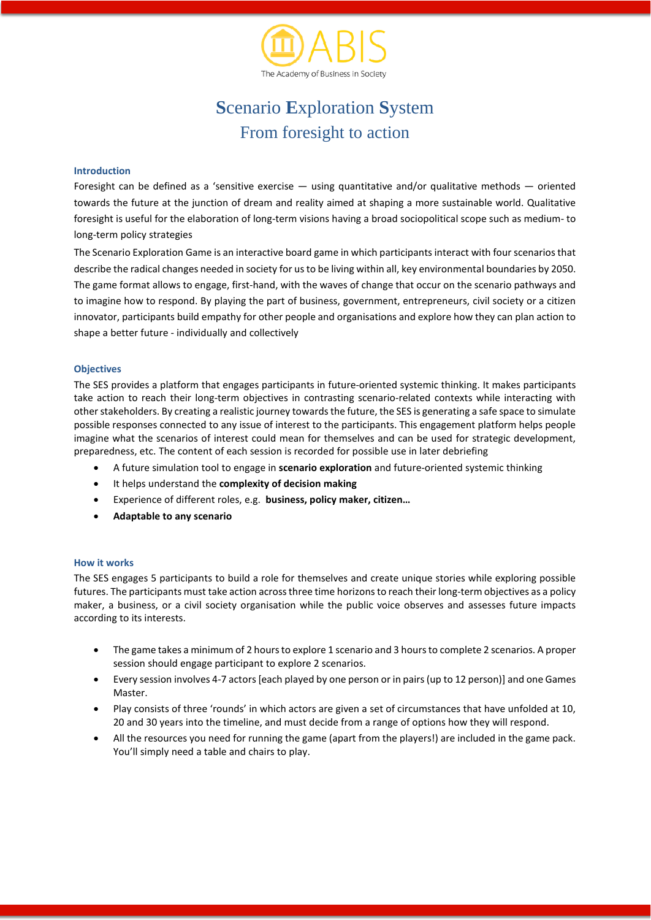ABIS

The Academy of Business in Society

# Scenario Exploration System

## From foresight to action

### Introduction

Foresight can be defined as a 'sensitive exercise — using quantitative and/or qualitative methods — oriented towards the future at the junction of dream and reality aimed at shaping a more sustainable world. Qualitative foresight is useful for the elaboration of long-term visions having a broad sociopolitical scope such as medium- to long-term policy strategies

The Scenario Exploration Game is an interactive board game in which participants interact with four scenarios that describe the radical changes needed in society for us to be living within all, key environmental boundaries by 2050. The game format allows to engage, first-hand, with the waves of change that occur on the scenario pathways and to imagine how to respond. By playing the part of business, government, entrepreneurs, civil society or a citizen innovator, participants build empathy for other people and organisations and explore how they can plan action to shape a better future - individually and collectively

### Objectives

The SES provides a platform that engages participants in future-oriented systemic thinking. It makes participants take action to reach their long-term objectives in contrasting scenario-related contexts while interacting with other stakeholders. By creating a realistic journey towards the future, the SES is generating a safe space to simulate possible responses connected to any issue of interest to the participants. This engagement platform helps people imagine what the scenarios of interest could mean for themselves and can be used for strategic development, preparedness, etc. The content of each session is recorded for possible use in later debriefing

- A future simulation tool to engage in **scenario exploration** and future-oriented systemic thinking
- It helps understand the **complexity of decision making**
- Experience of different roles, e.g. **business, policy maker, citizen…**
- **Adaptable to any scenario**

### How it works

The SES engages 5 participants to build a role for themselves and create unique stories while exploring possible futures. The participants must take action across three time horizons to reach their long-term objectives as a policy maker, a business, or a civil society organisation while the public voice observes and assesses future impacts according to its interests.

- The game takes a minimum of 2 hours to explore 1 scenario and 3 hours to complete 2 scenarios. A proper session should engage participant to explore 2 scenarios.
- Every session involves 4-7 actors [each played by one person or in pairs (up to 12 person)] and one Games Master.
- Play consists of three 'rounds' in which actors are given a set of circumstances that have unfolded at 10, 20 and 30 years into the timeline, and must decide from a range of options how they will respond.
- All the resources you need for running the game (apart from the players!) are included in the game pack. You'll simply need a table and chairs to play.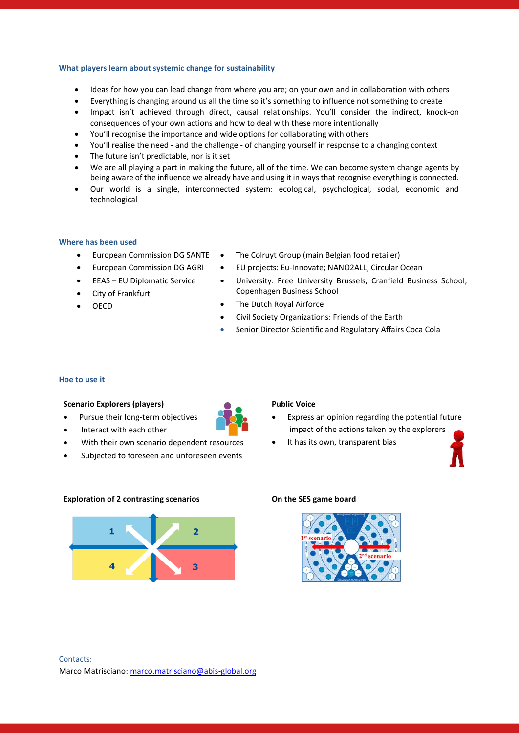### What players learn about systemic change for sustainability

- Ideas for how you can lead change from where you are; on your own and in collaboration with others
- Everything is changing around us all the time so it's something to influence not something to create
- Impact isn't achieved through direct, causal relationships. You'll consider the indirect, knock-on consequences of your own actions and how to deal with these more intentionally
- You'll recognise the importance and wide options for collaborating with others
- You'll realise the need - and the challenge - of changing yourself in response to a changing context
- The future isn't predictable, nor is it set
- We are all playing a part in making the future, all of the time. We can become system change agents by being aware of the influence we already have and using it in ways that recognise everything is connected.
- Our world is a single, interconnected system: ecological, psychological, social, economic and technological

### Where has been used

- European Commission DG SANTE
- European Commission DG AGRI
- EEAS – EU Diplomatic Service
- City of Frankfurt
- OECD
- The Colruyt Group (main Belgian food retailer)
- EU projects: Eu-Innovate; NANO2ALL; Circular Ocean
- University: Free University Brussels, Cranfield Business School; Copenhagen Business School
- The Dutch Royal Airforce
- Civil Society Organizations: Friends of the Earth
- Senior Director Scientific and Regulatory Affairs Coca Cola

### Hoe to use it

**Scenario Explorers (players)**

- Pursue their long-term objectives
- Interact with each other
- With their own scenario dependent resources
- Subjected to foreseen and unforeseen events

**Public Voice**

- Express an opinion regarding the potential future impact of the actions taken by the explorers
- It has its own, transparent bias

**Exploration of 2 contrasting scenarios**

1
2
4
3

**On the SES game board**

1st scenario
2nd scenario

Contacts:
Marco Matrisciano: marco.matrisciano@abis-global.org